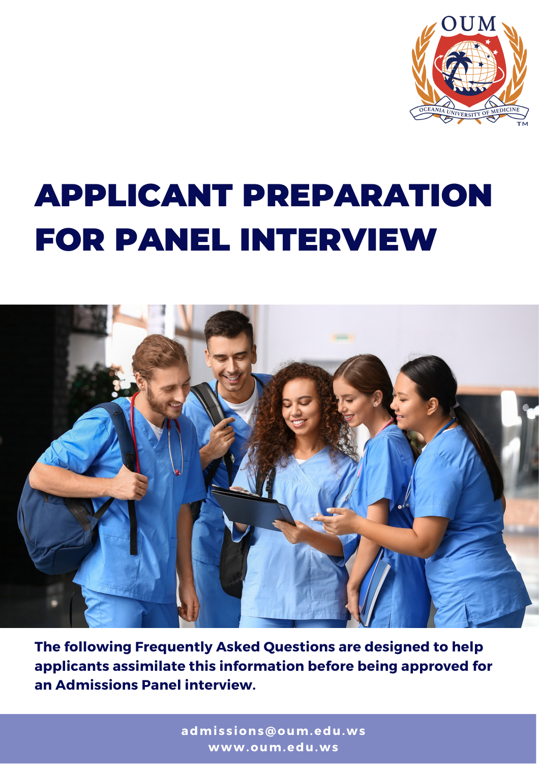OUM

OCEANIA UNIVERSITY OF MEDICINE

# APPLICANT PREPARATION FOR PANEL INTERVIEW

**The following Frequently Asked Questions are designed to help applicants assimilate this information before being approved for an Admissions Panel interview.**

admissions@oum.edu.ws
www.oum.edu.ws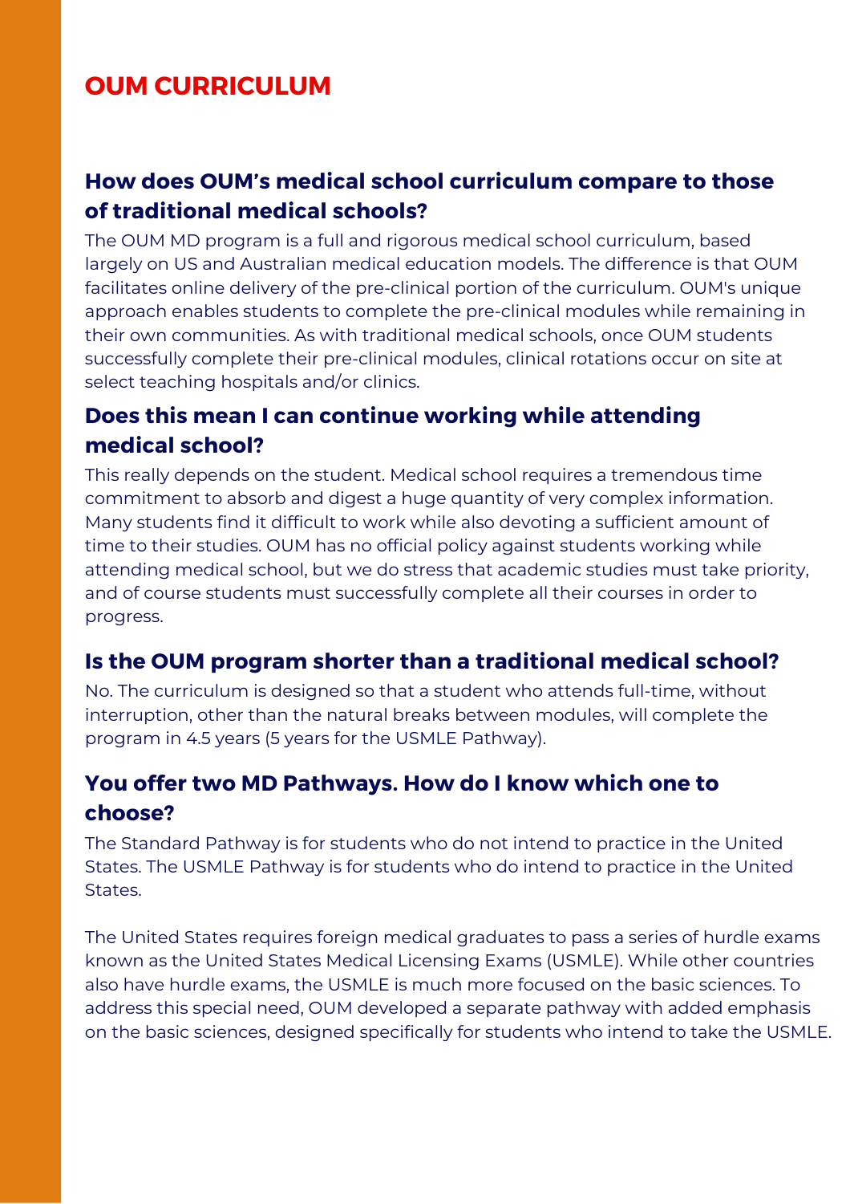# OUM CURRICULUM

## How does OUM's medical school curriculum compare to those of traditional medical schools?

The OUM MD program is a full and rigorous medical school curriculum, based largely on US and Australian medical education models. The difference is that OUM facilitates online delivery of the pre-clinical portion of the curriculum. OUM's unique approach enables students to complete the pre-clinical modules while remaining in their own communities. As with traditional medical schools, once OUM students successfully complete their pre-clinical modules, clinical rotations occur on site at select teaching hospitals and/or clinics.

## Does this mean I can continue working while attending medical school?

This really depends on the student. Medical school requires a tremendous time commitment to absorb and digest a huge quantity of very complex information. Many students find it difficult to work while also devoting a sufficient amount of time to their studies. OUM has no official policy against students working while attending medical school, but we do stress that academic studies must take priority, and of course students must successfully complete all their courses in order to progress.

## Is the OUM program shorter than a traditional medical school?

No. The curriculum is designed so that a student who attends full-time, without interruption, other than the natural breaks between modules, will complete the program in 4.5 years (5 years for the USMLE Pathway).

## You offer two MD Pathways. How do I know which one to choose?

The Standard Pathway is for students who do not intend to practice in the United States. The USMLE Pathway is for students who do intend to practice in the United States.

The United States requires foreign medical graduates to pass a series of hurdle exams known as the United States Medical Licensing Exams (USMLE). While other countries also have hurdle exams, the USMLE is much more focused on the basic sciences. To address this special need, OUM developed a separate pathway with added emphasis on the basic sciences, designed specifically for students who intend to take the USMLE.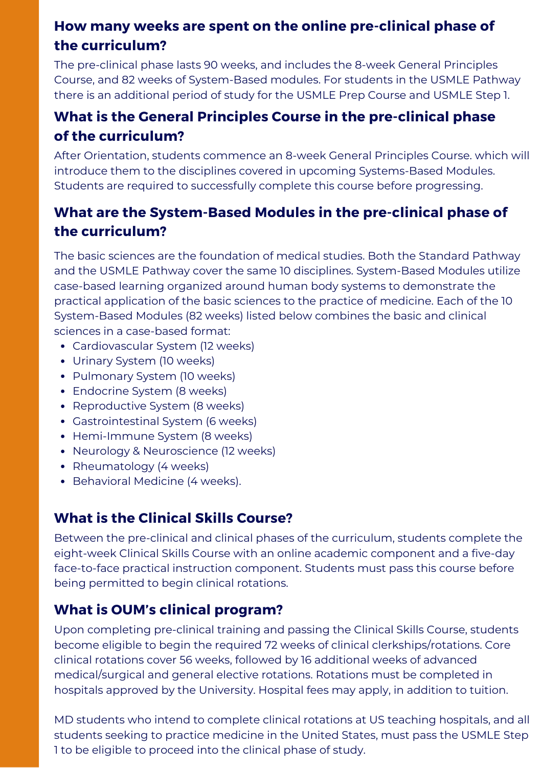## How many weeks are spent on the online pre-clinical phase of the curriculum?

The pre-clinical phase lasts 90 weeks, and includes the 8-week General Principles Course, and 82 weeks of System-Based modules. For students in the USMLE Pathway there is an additional period of study for the USMLE Prep Course and USMLE Step 1.

## What is the General Principles Course in the pre-clinical phase of the curriculum?

After Orientation, students commence an 8-week General Principles Course. which will introduce them to the disciplines covered in upcoming Systems-Based Modules. Students are required to successfully complete this course before progressing.

## What are the System-Based Modules in the pre-clinical phase of the curriculum?

The basic sciences are the foundation of medical studies. Both the Standard Pathway and the USMLE Pathway cover the same 10 disciplines. System-Based Modules utilize case-based learning organized around human body systems to demonstrate the practical application of the basic sciences to the practice of medicine. Each of the 10 System-Based Modules (82 weeks) listed below combines the basic and clinical sciences in a case-based format:

- Cardiovascular System (12 weeks)
- Urinary System (10 weeks)
- Pulmonary System (10 weeks)
- Endocrine System (8 weeks)
- Reproductive System (8 weeks)
- Gastrointestinal System (6 weeks)
- Hemi-Immune System (8 weeks)
- Neurology & Neuroscience (12 weeks)
- Rheumatology (4 weeks)
- Behavioral Medicine (4 weeks).

## What is the Clinical Skills Course?

Between the pre-clinical and clinical phases of the curriculum, students complete the eight-week Clinical Skills Course with an online academic component and a five-day face-to-face practical instruction component. Students must pass this course before being permitted to begin clinical rotations.

## What is OUM's clinical program?

Upon completing pre-clinical training and passing the Clinical Skills Course, students become eligible to begin the required 72 weeks of clinical clerkships/rotations. Core clinical rotations cover 56 weeks, followed by 16 additional weeks of advanced medical/surgical and general elective rotations. Rotations must be completed in hospitals approved by the University. Hospital fees may apply, in addition to tuition.

MD students who intend to complete clinical rotations at US teaching hospitals, and all students seeking to practice medicine in the United States, must pass the USMLE Step 1 to be eligible to proceed into the clinical phase of study.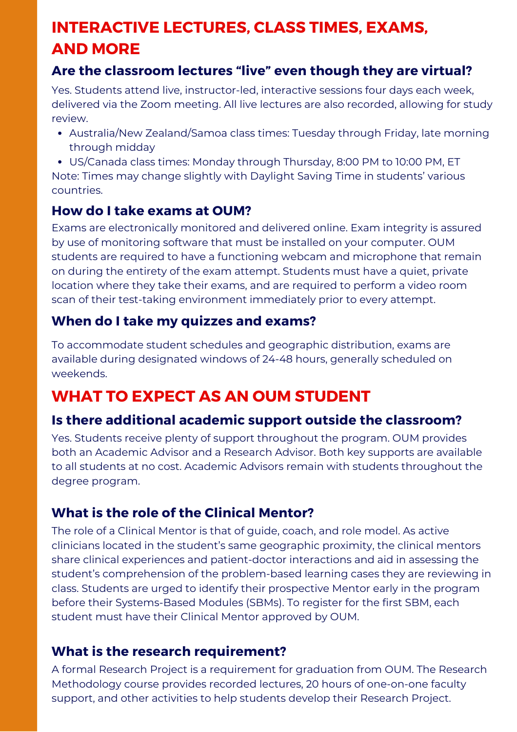# INTERACTIVE LECTURES, CLASS TIMES, EXAMS, AND MORE

### Are the classroom lectures "live" even though they are virtual?

Yes. Students attend live, instructor-led, interactive sessions four days each week, delivered via the Zoom meeting. All live lectures are also recorded, allowing for study review.

- Australia/New Zealand/Samoa class times: Tuesday through Friday, late morning through midday
- US/Canada class times: Monday through Thursday, 8:00 PM to 10:00 PM, ET

Note: Times may change slightly with Daylight Saving Time in students' various countries.

### How do I take exams at OUM?

Exams are electronically monitored and delivered online. Exam integrity is assured by use of monitoring software that must be installed on your computer. OUM students are required to have a functioning webcam and microphone that remain on during the entirety of the exam attempt. Students must have a quiet, private location where they take their exams, and are required to perform a video room scan of their test-taking environment immediately prior to every attempt.

### When do I take my quizzes and exams?

To accommodate student schedules and geographic distribution, exams are available during designated windows of 24-48 hours, generally scheduled on weekends.

# WHAT TO EXPECT AS AN OUM STUDENT

### Is there additional academic support outside the classroom?

Yes. Students receive plenty of support throughout the program. OUM provides both an Academic Advisor and a Research Advisor. Both key supports are available to all students at no cost. Academic Advisors remain with students throughout the degree program.

### What is the role of the Clinical Mentor?

The role of a Clinical Mentor is that of guide, coach, and role model. As active clinicians located in the student's same geographic proximity, the clinical mentors share clinical experiences and patient-doctor interactions and aid in assessing the student's comprehension of the problem-based learning cases they are reviewing in class. Students are urged to identify their prospective Mentor early in the program before their Systems-Based Modules (SBMs). To register for the first SBM, each student must have their Clinical Mentor approved by OUM.

### What is the research requirement?

A formal Research Project is a requirement for graduation from OUM. The Research Methodology course provides recorded lectures, 20 hours of one-on-one faculty support, and other activities to help students develop their Research Project.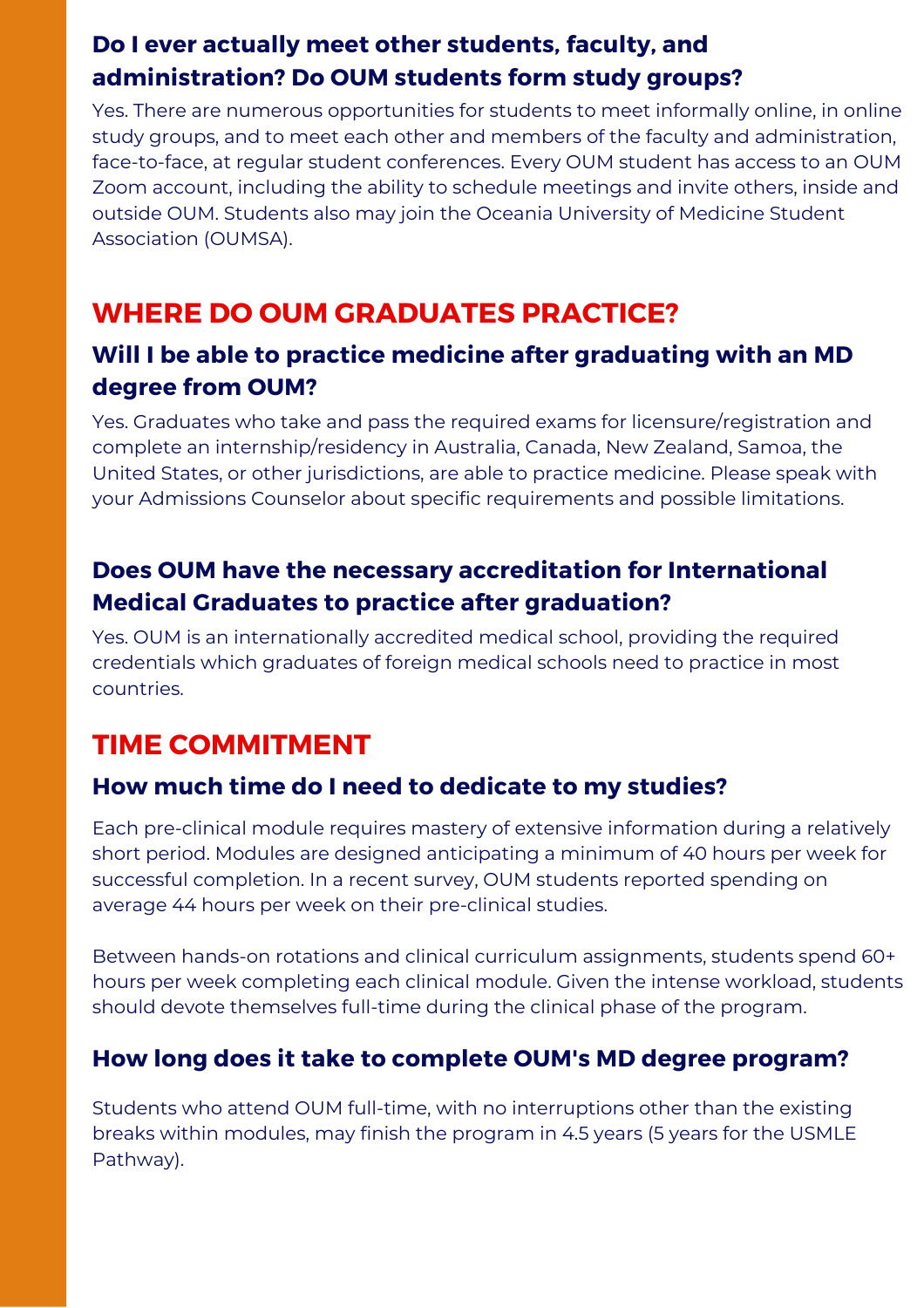### Do I ever actually meet other students, faculty, and administration? Do OUM students form study groups?

Yes. There are numerous opportunities for students to meet informally online, in online study groups, and to meet each other and members of the faculty and administration, face-to-face, at regular student conferences. Every OUM student has access to an OUM Zoom account, including the ability to schedule meetings and invite others, inside and outside OUM. Students also may join the Oceania University of Medicine Student Association (OUMSA).

## WHERE DO OUM GRADUATES PRACTICE?

### Will I be able to practice medicine after graduating with an MD degree from OUM?

Yes. Graduates who take and pass the required exams for licensure/registration and complete an internship/residency in Australia, Canada, New Zealand, Samoa, the United States, or other jurisdictions, are able to practice medicine. Please speak with your Admissions Counselor about specific requirements and possible limitations.

### Does OUM have the necessary accreditation for International Medical Graduates to practice after graduation?

Yes. OUM is an internationally accredited medical school, providing the required credentials which graduates of foreign medical schools need to practice in most countries.

## TIME COMMITMENT

### How much time do I need to dedicate to my studies?

Each pre-clinical module requires mastery of extensive information during a relatively short period. Modules are designed anticipating a minimum of 40 hours per week for successful completion. In a recent survey, OUM students reported spending on average 44 hours per week on their pre-clinical studies.

Between hands-on rotations and clinical curriculum assignments, students spend 60+ hours per week completing each clinical module. Given the intense workload, students should devote themselves full-time during the clinical phase of the program.

### How long does it take to complete OUM's MD degree program?

Students who attend OUM full-time, with no interruptions other than the existing breaks within modules, may finish the program in 4.5 years (5 years for the USMLE Pathway).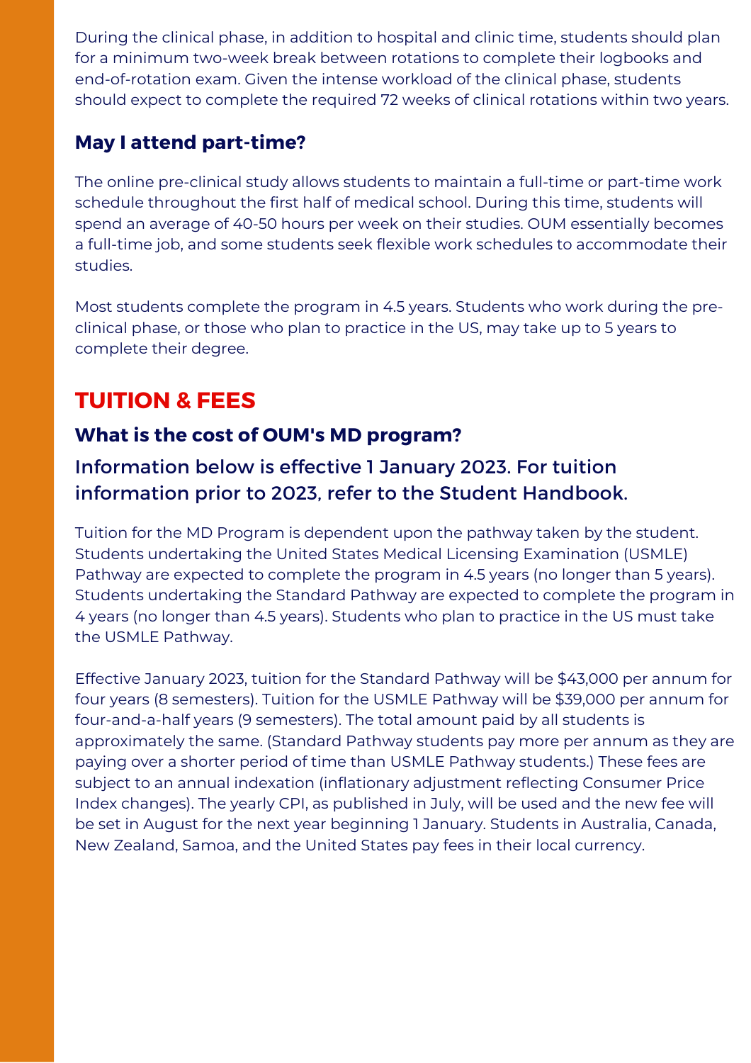During the clinical phase, in addition to hospital and clinic time, students should plan for a minimum two-week break between rotations to complete their logbooks and end-of-rotation exam. Given the intense workload of the clinical phase, students should expect to complete the required 72 weeks of clinical rotations within two years.

### May I attend part-time?

The online pre-clinical study allows students to maintain a full-time or part-time work schedule throughout the first half of medical school. During this time, students will spend an average of 40-50 hours per week on their studies. OUM essentially becomes a full-time job, and some students seek flexible work schedules to accommodate their studies.

Most students complete the program in 4.5 years. Students who work during the pre-clinical phase, or those who plan to practice in the US, may take up to 5 years to complete their degree.

## TUITION & FEES

### What is the cost of OUM's MD program?

#### Information below is effective 1 January 2023. For tuition information prior to 2023, refer to the Student Handbook.

Tuition for the MD Program is dependent upon the pathway taken by the student. Students undertaking the United States Medical Licensing Examination (USMLE) Pathway are expected to complete the program in 4.5 years (no longer than 5 years). Students undertaking the Standard Pathway are expected to complete the program in 4 years (no longer than 4.5 years). Students who plan to practice in the US must take the USMLE Pathway.

Effective January 2023, tuition for the Standard Pathway will be $43,000 per annum for four years (8 semesters). Tuition for the USMLE Pathway will be $39,000 per annum for four-and-a-half years (9 semesters). The total amount paid by all students is approximately the same. (Standard Pathway students pay more per annum as they are paying over a shorter period of time than USMLE Pathway students.) These fees are subject to an annual indexation (inflationary adjustment reflecting Consumer Price Index changes). The yearly CPI, as published in July, will be used and the new fee will be set in August for the next year beginning 1 January. Students in Australia, Canada, New Zealand, Samoa, and the United States pay fees in their local currency.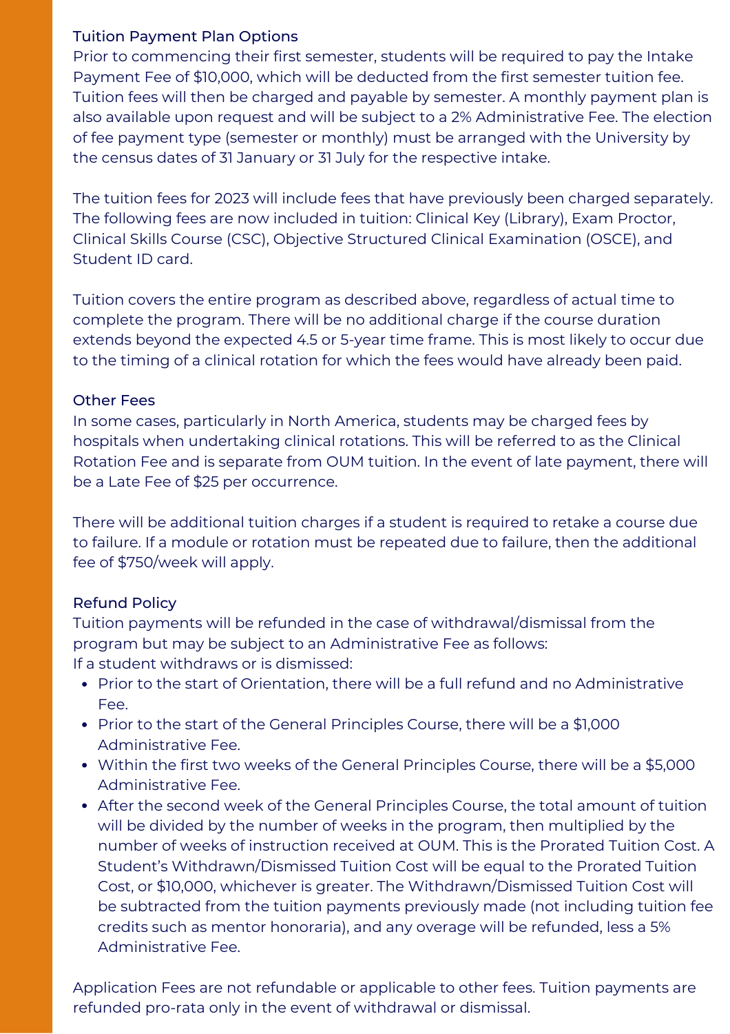### Tuition Payment Plan Options

Prior to commencing their first semester, students will be required to pay the Intake Payment Fee of $10,000, which will be deducted from the first semester tuition fee. Tuition fees will then be charged and payable by semester. A monthly payment plan is also available upon request and will be subject to a 2% Administrative Fee. The election of fee payment type (semester or monthly) must be arranged with the University by the census dates of 31 January or 31 July for the respective intake.

The tuition fees for 2023 will include fees that have previously been charged separately. The following fees are now included in tuition: Clinical Key (Library), Exam Proctor, Clinical Skills Course (CSC), Objective Structured Clinical Examination (OSCE), and Student ID card.

Tuition covers the entire program as described above, regardless of actual time to complete the program. There will be no additional charge if the course duration extends beyond the expected 4.5 or 5-year time frame. This is most likely to occur due to the timing of a clinical rotation for which the fees would have already been paid.

### Other Fees

In some cases, particularly in North America, students may be charged fees by hospitals when undertaking clinical rotations. This will be referred to as the Clinical Rotation Fee and is separate from OUM tuition. In the event of late payment, there will be a Late Fee of $25 per occurrence.

There will be additional tuition charges if a student is required to retake a course due to failure. If a module or rotation must be repeated due to failure, then the additional fee of $750/week will apply.

### Refund Policy

Tuition payments will be refunded in the case of withdrawal/dismissal from the program but may be subject to an Administrative Fee as follows:
If a student withdraws or is dismissed:

- Prior to the start of Orientation, there will be a full refund and no Administrative Fee.
- Prior to the start of the General Principles Course, there will be a $1,000 Administrative Fee.
- Within the first two weeks of the General Principles Course, there will be a $5,000 Administrative Fee.
- After the second week of the General Principles Course, the total amount of tuition will be divided by the number of weeks in the program, then multiplied by the number of weeks of instruction received at OUM. This is the Prorated Tuition Cost. A Student's Withdrawn/Dismissed Tuition Cost will be equal to the Prorated Tuition Cost, or $10,000, whichever is greater. The Withdrawn/Dismissed Tuition Cost will be subtracted from the tuition payments previously made (not including tuition fee credits such as mentor honoraria), and any overage will be refunded, less a 5% Administrative Fee.

Application Fees are not refundable or applicable to other fees. Tuition payments are refunded pro-rata only in the event of withdrawal or dismissal.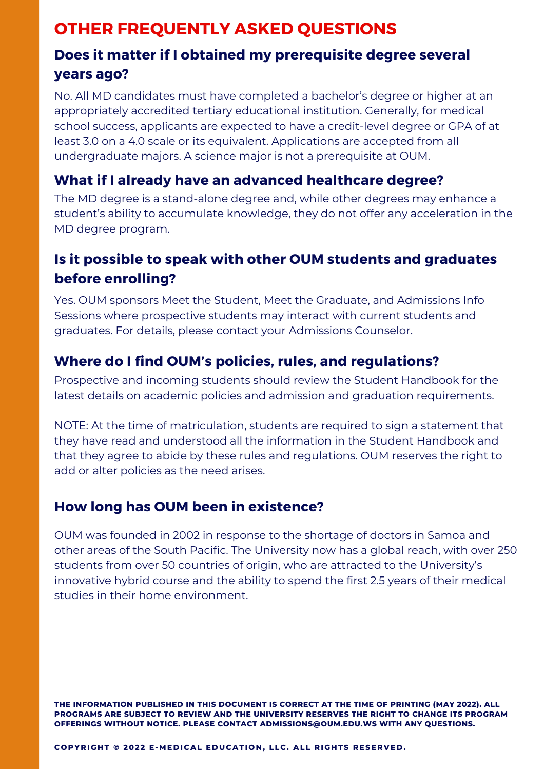# OTHER FREQUENTLY ASKED QUESTIONS

## Does it matter if I obtained my prerequisite degree several years ago?

No. All MD candidates must have completed a bachelor's degree or higher at an appropriately accredited tertiary educational institution. Generally, for medical school success, applicants are expected to have a credit-level degree or GPA of at least 3.0 on a 4.0 scale or its equivalent. Applications are accepted from all undergraduate majors. A science major is not a prerequisite at OUM.

## What if I already have an advanced healthcare degree?

The MD degree is a stand-alone degree and, while other degrees may enhance a student's ability to accumulate knowledge, they do not offer any acceleration in the MD degree program.

## Is it possible to speak with other OUM students and graduates before enrolling?

Yes. OUM sponsors Meet the Student, Meet the Graduate, and Admissions Info Sessions where prospective students may interact with current students and graduates. For details, please contact your Admissions Counselor.

## Where do I find OUM's policies, rules, and regulations?

Prospective and incoming students should review the Student Handbook for the latest details on academic policies and admission and graduation requirements.

NOTE: At the time of matriculation, students are required to sign a statement that they have read and understood all the information in the Student Handbook and that they agree to abide by these rules and regulations. OUM reserves the right to add or alter policies as the need arises.

## How long has OUM been in existence?

OUM was founded in 2002 in response to the shortage of doctors in Samoa and other areas of the South Pacific. The University now has a global reach, with over 250 students from over 50 countries of origin, who are attracted to the University's innovative hybrid course and the ability to spend the first 2.5 years of their medical studies in their home environment.

**THE INFORMATION PUBLISHED IN THIS DOCUMENT IS CORRECT AT THE TIME OF PRINTING (MAY 2022). ALL PROGRAMS ARE SUBJECT TO REVIEW AND THE UNIVERSITY RESERVES THE RIGHT TO CHANGE ITS PROGRAM OFFERINGS WITHOUT NOTICE. PLEASE CONTACT ADMISSIONS@OUM.EDU.WS WITH ANY QUESTIONS.**

**COPYRIGHT © 2022 E-MEDICAL EDUCATION, LLC. ALL RIGHTS RESERVED.**